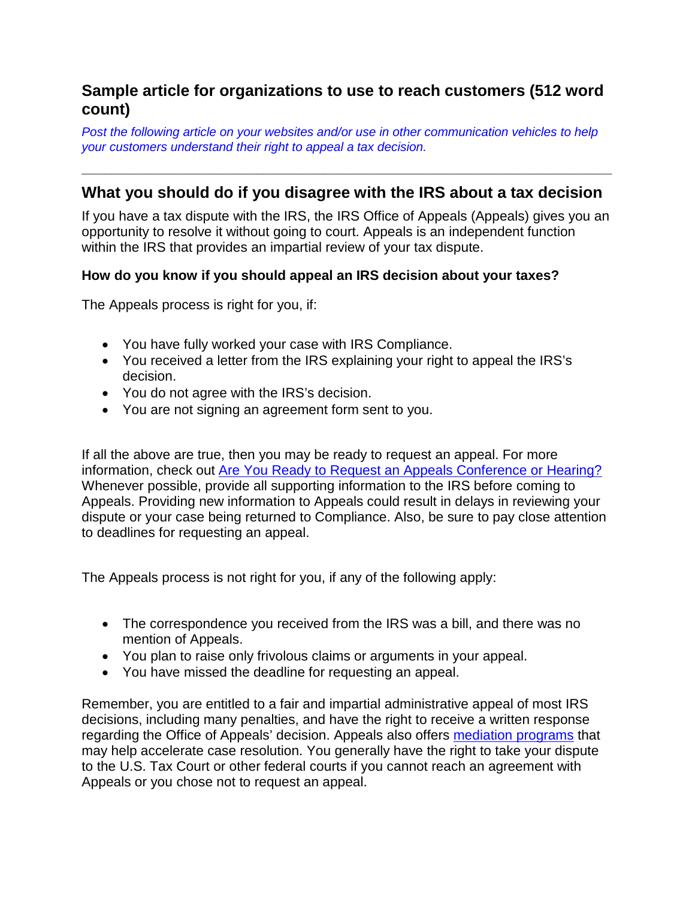## Sample article for organizations to use to reach customers (512 word count)

*Post the following article on your websites and/or use in other communication vehicles to help your customers understand their right to appeal a tax decision.*

---

## What you should do if you disagree with the IRS about a tax decision

If you have a tax dispute with the IRS, the IRS Office of Appeals (Appeals) gives you an opportunity to resolve it without going to court. Appeals is an independent function within the IRS that provides an impartial review of your tax dispute.

### How do you know if you should appeal an IRS decision about your taxes?

The Appeals process is right for you, if:

- You have fully worked your case with IRS Compliance.
- You received a letter from the IRS explaining your right to appeal the IRS's decision.
- You do not agree with the IRS's decision.
- You are not signing an agreement form sent to you.

If all the above are true, then you may be ready to request an appeal. For more information, check out [Are You Ready to Request an Appeals Conference or Hearing?](#) Whenever possible, provide all supporting information to the IRS before coming to Appeals. Providing new information to Appeals could result in delays in reviewing your dispute or your case being returned to Compliance. Also, be sure to pay close attention to deadlines for requesting an appeal.

The Appeals process is not right for you, if any of the following apply:

- The correspondence you received from the IRS was a bill, and there was no mention of Appeals.
- You plan to raise only frivolous claims or arguments in your appeal.
- You have missed the deadline for requesting an appeal.

Remember, you are entitled to a fair and impartial administrative appeal of most IRS decisions, including many penalties, and have the right to receive a written response regarding the Office of Appeals' decision. Appeals also offers [mediation programs](#) that may help accelerate case resolution. You generally have the right to take your dispute to the U.S. Tax Court or other federal courts if you cannot reach an agreement with Appeals or you chose not to request an appeal.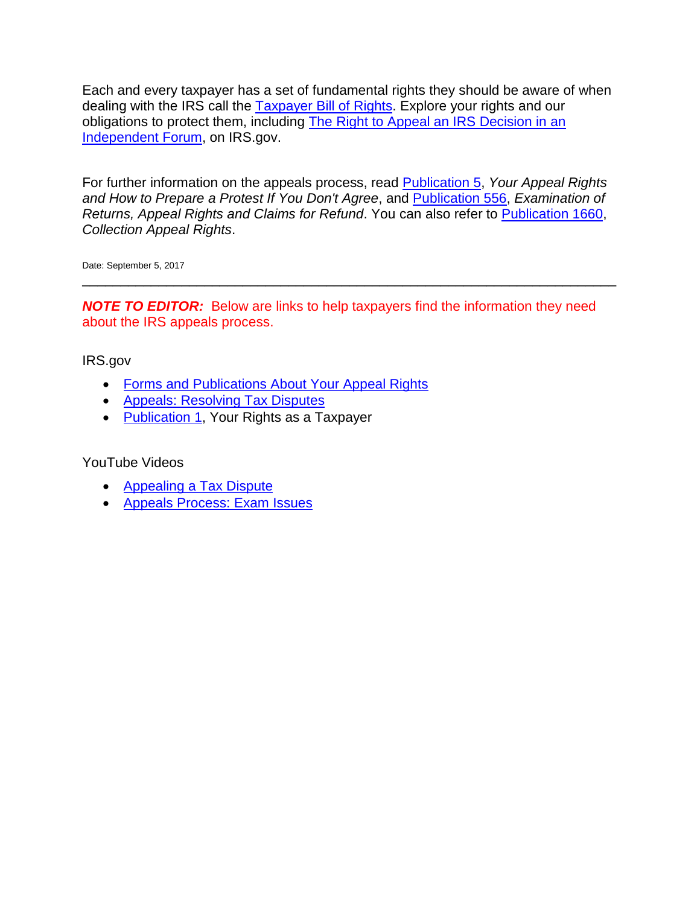Each and every taxpayer has a set of fundamental rights they should be aware of when dealing with the IRS call the Taxpayer Bill of Rights. Explore your rights and our obligations to protect them, including The Right to Appeal an IRS Decision in an Independent Forum, on IRS.gov.

For further information on the appeals process, read Publication 5, *Your Appeal Rights and How to Prepare a Protest If You Don't Agree*, and Publication 556, *Examination of Returns, Appeal Rights and Claims for Refund*. You can also refer to Publication 1660, *Collection Appeal Rights*.

Date: September 5, 2017

---

***NOTE TO EDITOR:*** Below are links to help taxpayers find the information they need about the IRS appeals process.

IRS.gov

- Forms and Publications About Your Appeal Rights
- Appeals: Resolving Tax Disputes
- Publication 1, Your Rights as a Taxpayer

YouTube Videos

- Appealing a Tax Dispute
- Appeals Process: Exam Issues